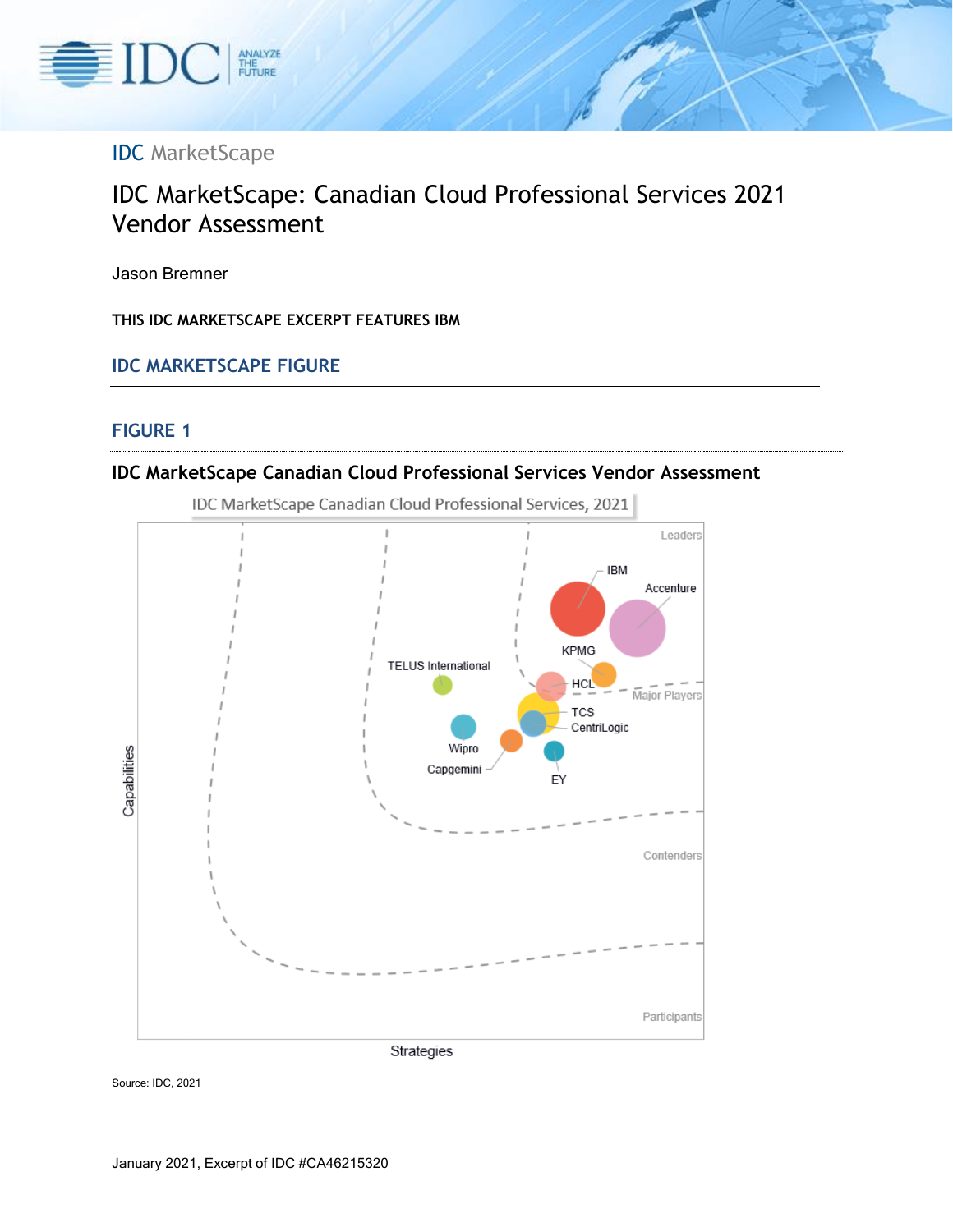IDC MarketScape

# IDC MarketScape: Canadian Cloud Professional Services 2021 Vendor Assessment

Jason Bremner

**THIS IDC MARKETSCAPE EXCERPT FEATURES IBM**

## IDC MARKETSCAPE FIGURE

### FIGURE 1

**IDC MarketScape Canadian Cloud Professional Services Vendor Assessment**

IDC MarketScape Canadian Cloud Professional Services, 2021

Leaders — IBM, Accenture, KPMG

Major Players — HCL, TELUS International, TCS, CentriLogic, Wipro, Capgemini, EY

Contenders

Participants

Capabilities

Strategies

Source: IDC, 2021

January 2021, Excerpt of IDC #CA46215320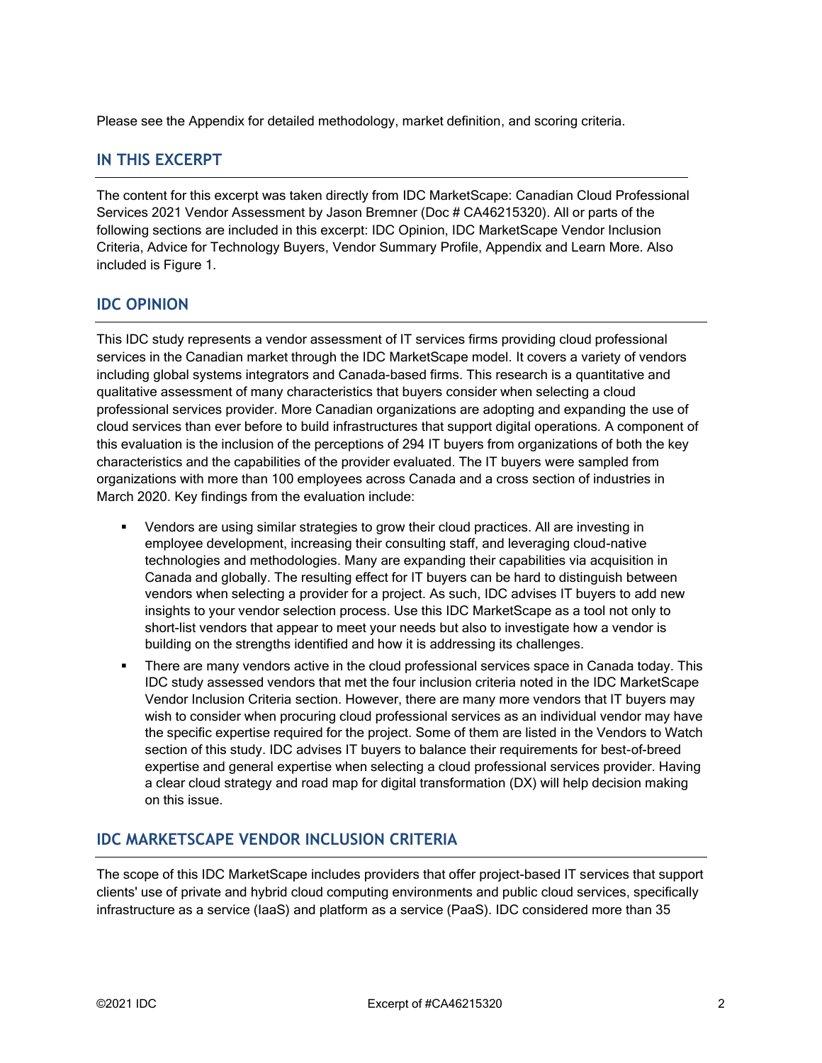Please see the Appendix for detailed methodology, market definition, and scoring criteria.

## IN THIS EXCERPT

The content for this excerpt was taken directly from IDC MarketScape: Canadian Cloud Professional Services 2021 Vendor Assessment by Jason Bremner (Doc # CA46215320). All or parts of the following sections are included in this excerpt: IDC Opinion, IDC MarketScape Vendor Inclusion Criteria, Advice for Technology Buyers, Vendor Summary Profile, Appendix and Learn More. Also included is Figure 1.

## IDC OPINION

This IDC study represents a vendor assessment of IT services firms providing cloud professional services in the Canadian market through the IDC MarketScape model. It covers a variety of vendors including global systems integrators and Canada-based firms. This research is a quantitative and qualitative assessment of many characteristics that buyers consider when selecting a cloud professional services provider. More Canadian organizations are adopting and expanding the use of cloud services than ever before to build infrastructures that support digital operations. A component of this evaluation is the inclusion of the perceptions of 294 IT buyers from organizations of both the key characteristics and the capabilities of the provider evaluated. The IT buyers were sampled from organizations with more than 100 employees across Canada and a cross section of industries in March 2020. Key findings from the evaluation include:

- Vendors are using similar strategies to grow their cloud practices. All are investing in employee development, increasing their consulting staff, and leveraging cloud-native technologies and methodologies. Many are expanding their capabilities via acquisition in Canada and globally. The resulting effect for IT buyers can be hard to distinguish between vendors when selecting a provider for a project. As such, IDC advises IT buyers to add new insights to your vendor selection process. Use this IDC MarketScape as a tool not only to short-list vendors that appear to meet your needs but also to investigate how a vendor is building on the strengths identified and how it is addressing its challenges.
- There are many vendors active in the cloud professional services space in Canada today. This IDC study assessed vendors that met the four inclusion criteria noted in the IDC MarketScape Vendor Inclusion Criteria section. However, there are many more vendors that IT buyers may wish to consider when procuring cloud professional services as an individual vendor may have the specific expertise required for the project. Some of them are listed in the Vendors to Watch section of this study. IDC advises IT buyers to balance their requirements for best-of-breed expertise and general expertise when selecting a cloud professional services provider. Having a clear cloud strategy and road map for digital transformation (DX) will help decision making on this issue.

## IDC MARKETSCAPE VENDOR INCLUSION CRITERIA

The scope of this IDC MarketScape includes providers that offer project-based IT services that support clients' use of private and hybrid cloud computing environments and public cloud services, specifically infrastructure as a service (IaaS) and platform as a service (PaaS). IDC considered more than 35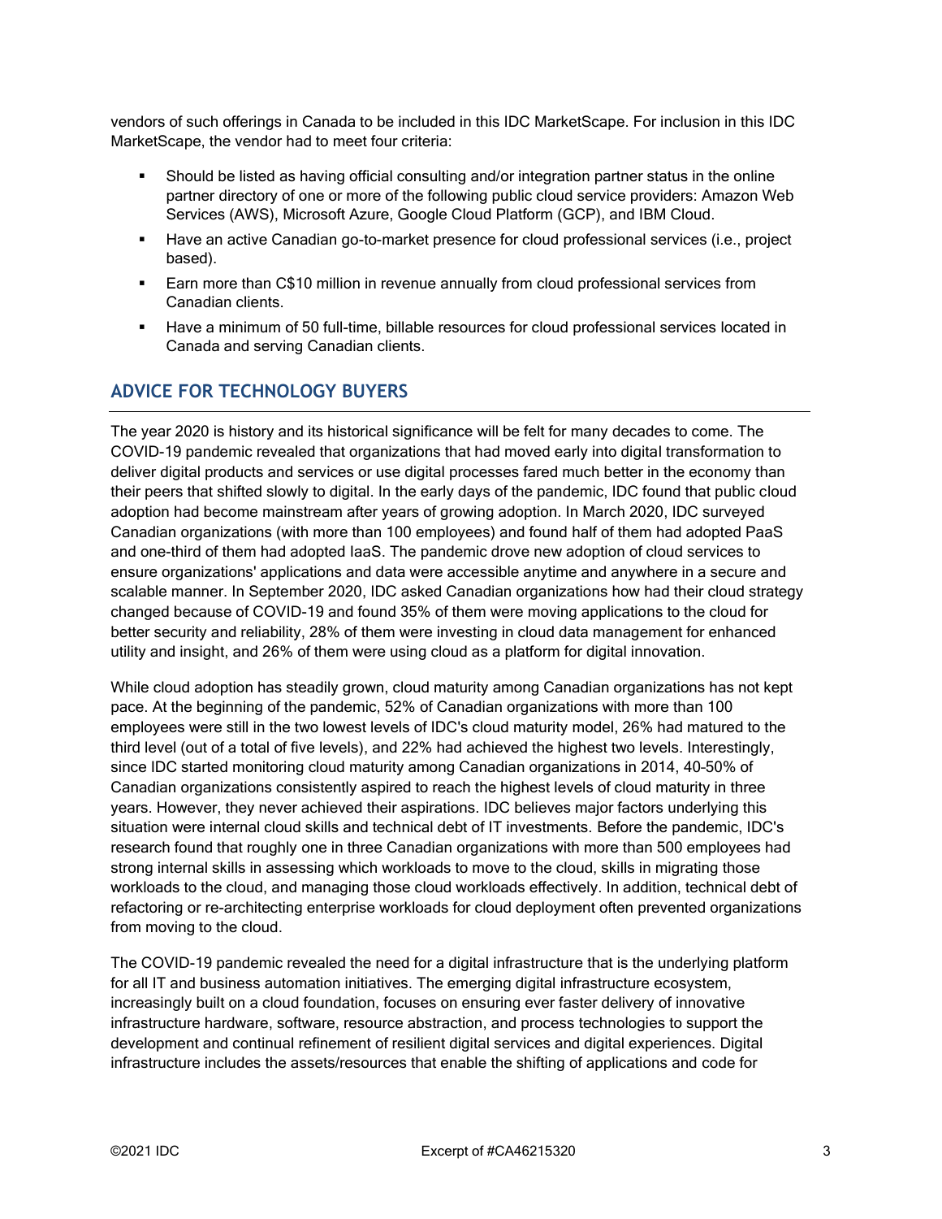vendors of such offerings in Canada to be included in this IDC MarketScape. For inclusion in this IDC MarketScape, the vendor had to meet four criteria:

- Should be listed as having official consulting and/or integration partner status in the online partner directory of one or more of the following public cloud service providers: Amazon Web Services (AWS), Microsoft Azure, Google Cloud Platform (GCP), and IBM Cloud.
- Have an active Canadian go-to-market presence for cloud professional services (i.e., project based).
- Earn more than C$10 million in revenue annually from cloud professional services from Canadian clients.
- Have a minimum of 50 full-time, billable resources for cloud professional services located in Canada and serving Canadian clients.

## ADVICE FOR TECHNOLOGY BUYERS

The year 2020 is history and its historical significance will be felt for many decades to come. The COVID-19 pandemic revealed that organizations that had moved early into digital transformation to deliver digital products and services or use digital processes fared much better in the economy than their peers that shifted slowly to digital. In the early days of the pandemic, IDC found that public cloud adoption had become mainstream after years of growing adoption. In March 2020, IDC surveyed Canadian organizations (with more than 100 employees) and found half of them had adopted PaaS and one-third of them had adopted IaaS. The pandemic drove new adoption of cloud services to ensure organizations' applications and data were accessible anytime and anywhere in a secure and scalable manner. In September 2020, IDC asked Canadian organizations how had their cloud strategy changed because of COVID-19 and found 35% of them were moving applications to the cloud for better security and reliability, 28% of them were investing in cloud data management for enhanced utility and insight, and 26% of them were using cloud as a platform for digital innovation.

While cloud adoption has steadily grown, cloud maturity among Canadian organizations has not kept pace. At the beginning of the pandemic, 52% of Canadian organizations with more than 100 employees were still in the two lowest levels of IDC's cloud maturity model, 26% had matured to the third level (out of a total of five levels), and 22% had achieved the highest two levels. Interestingly, since IDC started monitoring cloud maturity among Canadian organizations in 2014, 40–50% of Canadian organizations consistently aspired to reach the highest levels of cloud maturity in three years. However, they never achieved their aspirations. IDC believes major factors underlying this situation were internal cloud skills and technical debt of IT investments. Before the pandemic, IDC's research found that roughly one in three Canadian organizations with more than 500 employees had strong internal skills in assessing which workloads to move to the cloud, skills in migrating those workloads to the cloud, and managing those cloud workloads effectively. In addition, technical debt of refactoring or re-architecting enterprise workloads for cloud deployment often prevented organizations from moving to the cloud.

The COVID-19 pandemic revealed the need for a digital infrastructure that is the underlying platform for all IT and business automation initiatives. The emerging digital infrastructure ecosystem, increasingly built on a cloud foundation, focuses on ensuring ever faster delivery of innovative infrastructure hardware, software, resource abstraction, and process technologies to support the development and continual refinement of resilient digital services and digital experiences. Digital infrastructure includes the assets/resources that enable the shifting of applications and code for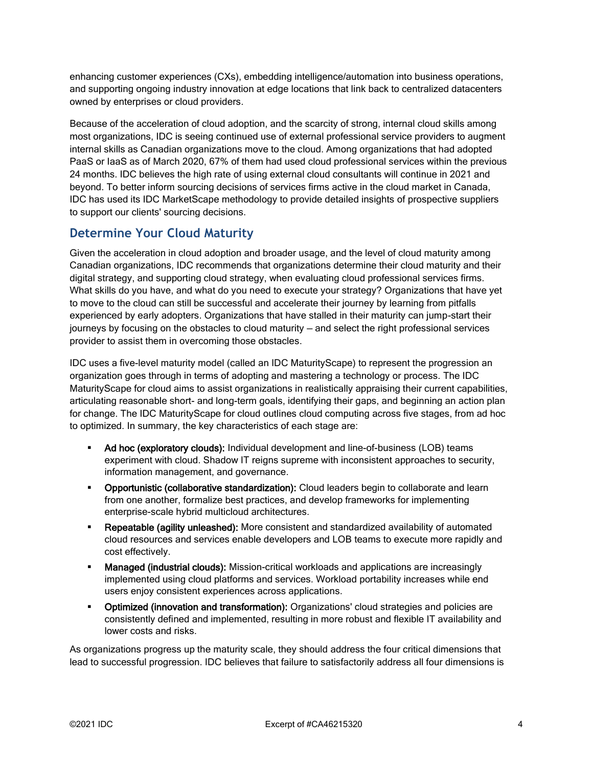enhancing customer experiences (CXs), embedding intelligence/automation into business operations, and supporting ongoing industry innovation at edge locations that link back to centralized datacenters owned by enterprises or cloud providers.

Because of the acceleration of cloud adoption, and the scarcity of strong, internal cloud skills among most organizations, IDC is seeing continued use of external professional service providers to augment internal skills as Canadian organizations move to the cloud. Among organizations that had adopted PaaS or IaaS as of March 2020, 67% of them had used cloud professional services within the previous 24 months. IDC believes the high rate of using external cloud consultants will continue in 2021 and beyond. To better inform sourcing decisions of services firms active in the cloud market in Canada, IDC has used its IDC MarketScape methodology to provide detailed insights of prospective suppliers to support our clients' sourcing decisions.

## Determine Your Cloud Maturity

Given the acceleration in cloud adoption and broader usage, and the level of cloud maturity among Canadian organizations, IDC recommends that organizations determine their cloud maturity and their digital strategy, and supporting cloud strategy, when evaluating cloud professional services firms. What skills do you have, and what do you need to execute your strategy? Organizations that have yet to move to the cloud can still be successful and accelerate their journey by learning from pitfalls experienced by early adopters. Organizations that have stalled in their maturity can jump-start their journeys by focusing on the obstacles to cloud maturity — and select the right professional services provider to assist them in overcoming those obstacles.

IDC uses a five-level maturity model (called an IDC MaturityScape) to represent the progression an organization goes through in terms of adopting and mastering a technology or process. The IDC MaturityScape for cloud aims to assist organizations in realistically appraising their current capabilities, articulating reasonable short- and long-term goals, identifying their gaps, and beginning an action plan for change. The IDC MaturityScape for cloud outlines cloud computing across five stages, from ad hoc to optimized. In summary, the key characteristics of each stage are:

- **Ad hoc (exploratory clouds):** Individual development and line-of-business (LOB) teams experiment with cloud. Shadow IT reigns supreme with inconsistent approaches to security, information management, and governance.
- **Opportunistic (collaborative standardization):** Cloud leaders begin to collaborate and learn from one another, formalize best practices, and develop frameworks for implementing enterprise-scale hybrid multicloud architectures.
- **Repeatable (agility unleashed):** More consistent and standardized availability of automated cloud resources and services enable developers and LOB teams to execute more rapidly and cost effectively.
- **Managed (industrial clouds):** Mission-critical workloads and applications are increasingly implemented using cloud platforms and services. Workload portability increases while end users enjoy consistent experiences across applications.
- **Optimized (innovation and transformation):** Organizations' cloud strategies and policies are consistently defined and implemented, resulting in more robust and flexible IT availability and lower costs and risks.

As organizations progress up the maturity scale, they should address the four critical dimensions that lead to successful progression. IDC believes that failure to satisfactorily address all four dimensions is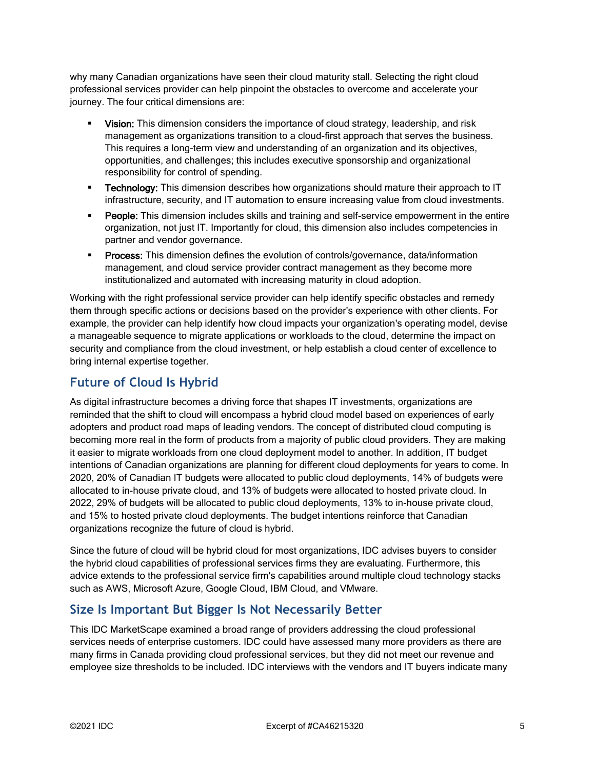why many Canadian organizations have seen their cloud maturity stall. Selecting the right cloud professional services provider can help pinpoint the obstacles to overcome and accelerate your journey. The four critical dimensions are:

- **Vision:** This dimension considers the importance of cloud strategy, leadership, and risk management as organizations transition to a cloud-first approach that serves the business. This requires a long-term view and understanding of an organization and its objectives, opportunities, and challenges; this includes executive sponsorship and organizational responsibility for control of spending.
- **Technology:** This dimension describes how organizations should mature their approach to IT infrastructure, security, and IT automation to ensure increasing value from cloud investments.
- **People:** This dimension includes skills and training and self-service empowerment in the entire organization, not just IT. Importantly for cloud, this dimension also includes competencies in partner and vendor governance.
- **Process:** This dimension defines the evolution of controls/governance, data/information management, and cloud service provider contract management as they become more institutionalized and automated with increasing maturity in cloud adoption.

Working with the right professional service provider can help identify specific obstacles and remedy them through specific actions or decisions based on the provider's experience with other clients. For example, the provider can help identify how cloud impacts your organization's operating model, devise a manageable sequence to migrate applications or workloads to the cloud, determine the impact on security and compliance from the cloud investment, or help establish a cloud center of excellence to bring internal expertise together.

## Future of Cloud Is Hybrid

As digital infrastructure becomes a driving force that shapes IT investments, organizations are reminded that the shift to cloud will encompass a hybrid cloud model based on experiences of early adopters and product road maps of leading vendors. The concept of distributed cloud computing is becoming more real in the form of products from a majority of public cloud providers. They are making it easier to migrate workloads from one cloud deployment model to another. In addition, IT budget intentions of Canadian organizations are planning for different cloud deployments for years to come. In 2020, 20% of Canadian IT budgets were allocated to public cloud deployments, 14% of budgets were allocated to in-house private cloud, and 13% of budgets were allocated to hosted private cloud. In 2022, 29% of budgets will be allocated to public cloud deployments, 13% to in-house private cloud, and 15% to hosted private cloud deployments. The budget intentions reinforce that Canadian organizations recognize the future of cloud is hybrid.

Since the future of cloud will be hybrid cloud for most organizations, IDC advises buyers to consider the hybrid cloud capabilities of professional services firms they are evaluating. Furthermore, this advice extends to the professional service firm's capabilities around multiple cloud technology stacks such as AWS, Microsoft Azure, Google Cloud, IBM Cloud, and VMware.

## Size Is Important But Bigger Is Not Necessarily Better

This IDC MarketScape examined a broad range of providers addressing the cloud professional services needs of enterprise customers. IDC could have assessed many more providers as there are many firms in Canada providing cloud professional services, but they did not meet our revenue and employee size thresholds to be included. IDC interviews with the vendors and IT buyers indicate many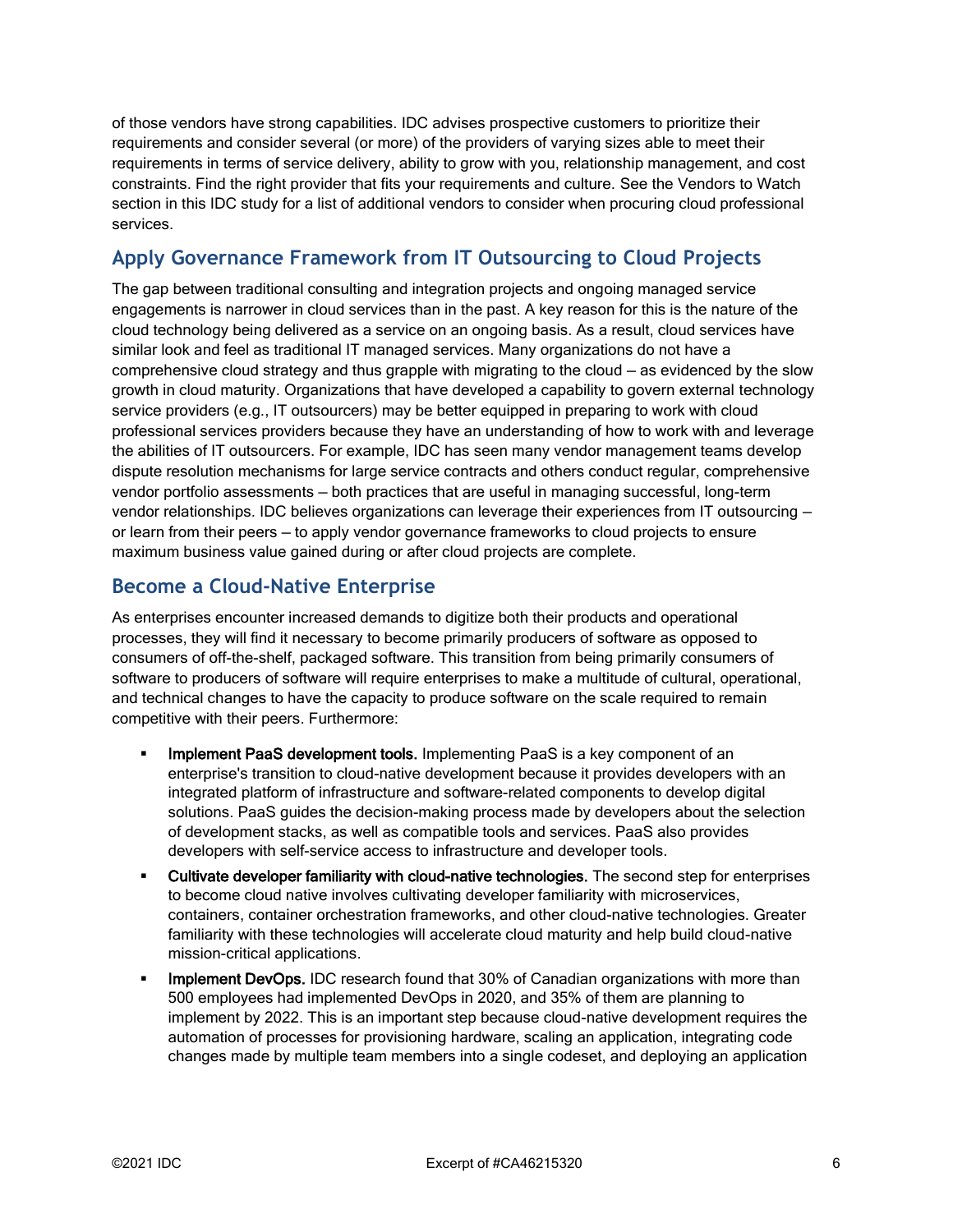of those vendors have strong capabilities. IDC advises prospective customers to prioritize their requirements and consider several (or more) of the providers of varying sizes able to meet their requirements in terms of service delivery, ability to grow with you, relationship management, and cost constraints. Find the right provider that fits your requirements and culture. See the Vendors to Watch section in this IDC study for a list of additional vendors to consider when procuring cloud professional services.

## Apply Governance Framework from IT Outsourcing to Cloud Projects

The gap between traditional consulting and integration projects and ongoing managed service engagements is narrower in cloud services than in the past. A key reason for this is the nature of the cloud technology being delivered as a service on an ongoing basis. As a result, cloud services have similar look and feel as traditional IT managed services. Many organizations do not have a comprehensive cloud strategy and thus grapple with migrating to the cloud — as evidenced by the slow growth in cloud maturity. Organizations that have developed a capability to govern external technology service providers (e.g., IT outsourcers) may be better equipped in preparing to work with cloud professional services providers because they have an understanding of how to work with and leverage the abilities of IT outsourcers. For example, IDC has seen many vendor management teams develop dispute resolution mechanisms for large service contracts and others conduct regular, comprehensive vendor portfolio assessments — both practices that are useful in managing successful, long-term vendor relationships. IDC believes organizations can leverage their experiences from IT outsourcing — or learn from their peers — to apply vendor governance frameworks to cloud projects to ensure maximum business value gained during or after cloud projects are complete.

## Become a Cloud-Native Enterprise

As enterprises encounter increased demands to digitize both their products and operational processes, they will find it necessary to become primarily producers of software as opposed to consumers of off-the-shelf, packaged software. This transition from being primarily consumers of software to producers of software will require enterprises to make a multitude of cultural, operational, and technical changes to have the capacity to produce software on the scale required to remain competitive with their peers. Furthermore:

- **Implement PaaS development tools.** Implementing PaaS is a key component of an enterprise's transition to cloud-native development because it provides developers with an integrated platform of infrastructure and software-related components to develop digital solutions. PaaS guides the decision-making process made by developers about the selection of development stacks, as well as compatible tools and services. PaaS also provides developers with self-service access to infrastructure and developer tools.
- **Cultivate developer familiarity with cloud-native technologies.** The second step for enterprises to become cloud native involves cultivating developer familiarity with microservices, containers, container orchestration frameworks, and other cloud-native technologies. Greater familiarity with these technologies will accelerate cloud maturity and help build cloud-native mission-critical applications.
- **Implement DevOps.** IDC research found that 30% of Canadian organizations with more than 500 employees had implemented DevOps in 2020, and 35% of them are planning to implement by 2022. This is an important step because cloud-native development requires the automation of processes for provisioning hardware, scaling an application, integrating code changes made by multiple team members into a single codeset, and deploying an application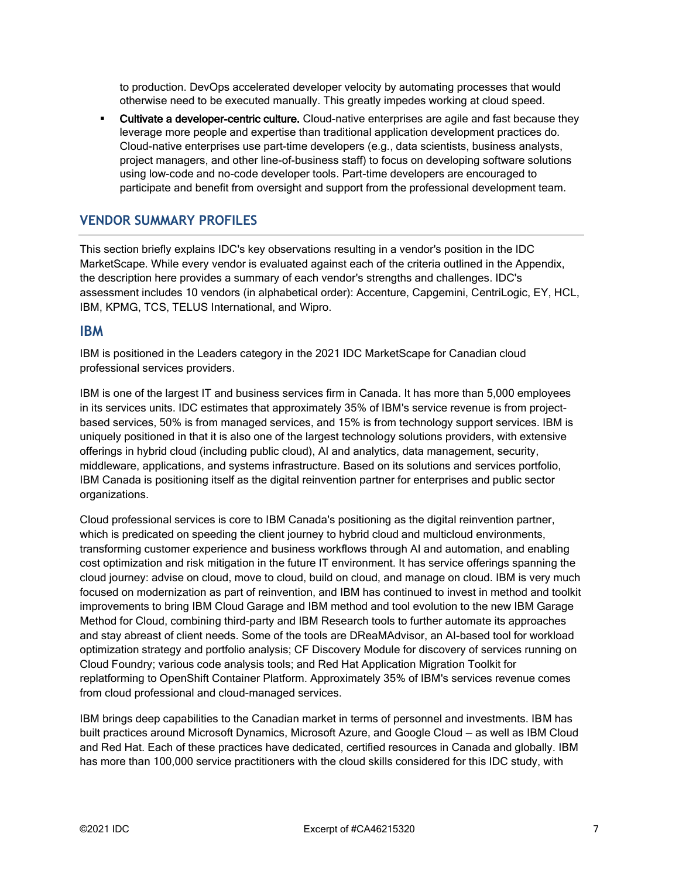to production. DevOps accelerated developer velocity by automating processes that would otherwise need to be executed manually. This greatly impedes working at cloud speed.

- **Cultivate a developer-centric culture.** Cloud-native enterprises are agile and fast because they leverage more people and expertise than traditional application development practices do. Cloud-native enterprises use part-time developers (e.g., data scientists, business analysts, project managers, and other line-of-business staff) to focus on developing software solutions using low-code and no-code developer tools. Part-time developers are encouraged to participate and benefit from oversight and support from the professional development team.

## VENDOR SUMMARY PROFILES

This section briefly explains IDC's key observations resulting in a vendor's position in the IDC MarketScape. While every vendor is evaluated against each of the criteria outlined in the Appendix, the description here provides a summary of each vendor's strengths and challenges. IDC's assessment includes 10 vendors (in alphabetical order): Accenture, Capgemini, CentriLogic, EY, HCL, IBM, KPMG, TCS, TELUS International, and Wipro.

### IBM

IBM is positioned in the Leaders category in the 2021 IDC MarketScape for Canadian cloud professional services providers.

IBM is one of the largest IT and business services firm in Canada. It has more than 5,000 employees in its services units. IDC estimates that approximately 35% of IBM's service revenue is from project-based services, 50% is from managed services, and 15% is from technology support services. IBM is uniquely positioned in that it is also one of the largest technology solutions providers, with extensive offerings in hybrid cloud (including public cloud), AI and analytics, data management, security, middleware, applications, and systems infrastructure. Based on its solutions and services portfolio, IBM Canada is positioning itself as the digital reinvention partner for enterprises and public sector organizations.

Cloud professional services is core to IBM Canada's positioning as the digital reinvention partner, which is predicated on speeding the client journey to hybrid cloud and multicloud environments, transforming customer experience and business workflows through AI and automation, and enabling cost optimization and risk mitigation in the future IT environment. It has service offerings spanning the cloud journey: advise on cloud, move to cloud, build on cloud, and manage on cloud. IBM is very much focused on modernization as part of reinvention, and IBM has continued to invest in method and toolkit improvements to bring IBM Cloud Garage and IBM method and tool evolution to the new IBM Garage Method for Cloud, combining third-party and IBM Research tools to further automate its approaches and stay abreast of client needs. Some of the tools are DReaMAdvisor, an AI-based tool for workload optimization strategy and portfolio analysis; CF Discovery Module for discovery of services running on Cloud Foundry; various code analysis tools; and Red Hat Application Migration Toolkit for replatforming to OpenShift Container Platform. Approximately 35% of IBM's services revenue comes from cloud professional and cloud-managed services.

IBM brings deep capabilities to the Canadian market in terms of personnel and investments. IBM has built practices around Microsoft Dynamics, Microsoft Azure, and Google Cloud — as well as IBM Cloud and Red Hat. Each of these practices have dedicated, certified resources in Canada and globally. IBM has more than 100,000 service practitioners with the cloud skills considered for this IDC study, with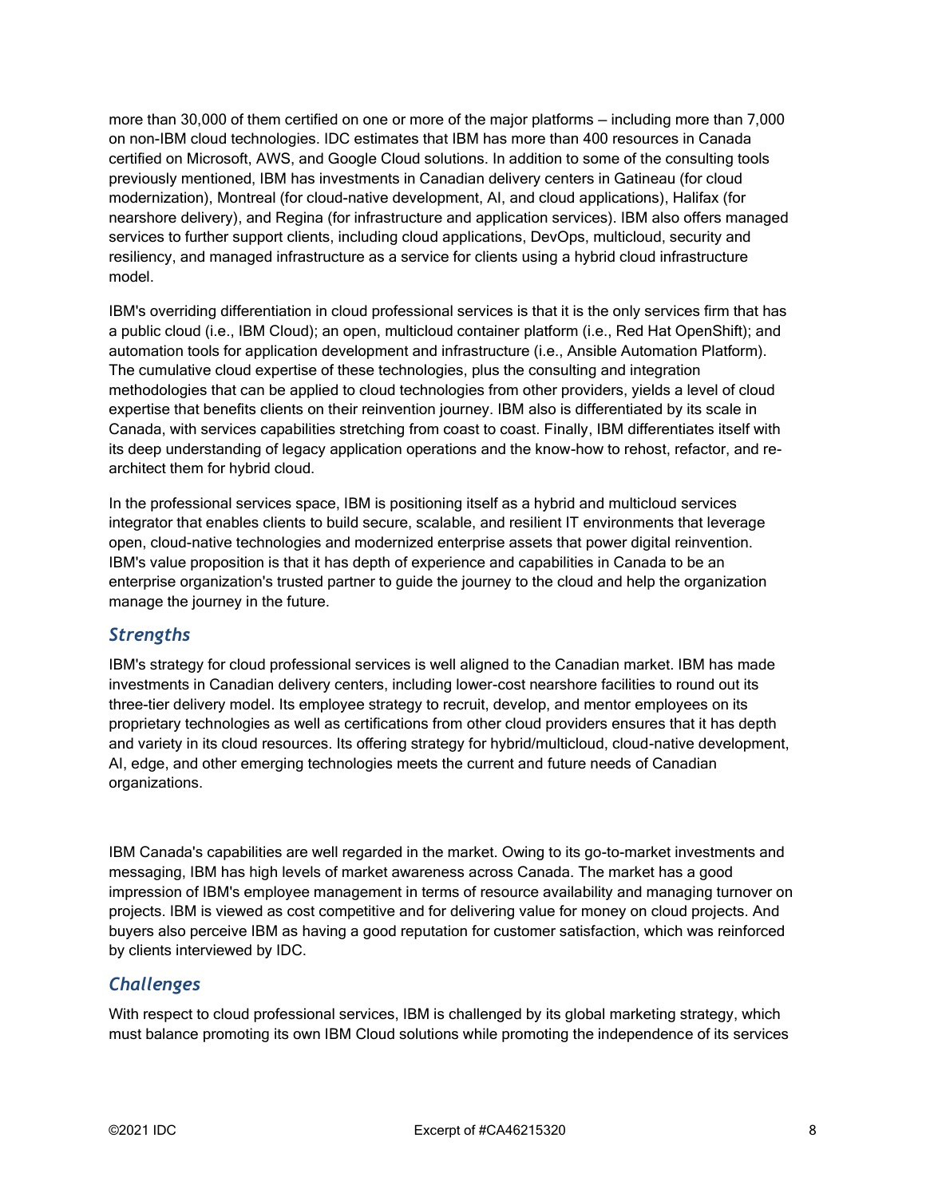more than 30,000 of them certified on one or more of the major platforms — including more than 7,000 on non-IBM cloud technologies. IDC estimates that IBM has more than 400 resources in Canada certified on Microsoft, AWS, and Google Cloud solutions. In addition to some of the consulting tools previously mentioned, IBM has investments in Canadian delivery centers in Gatineau (for cloud modernization), Montreal (for cloud-native development, AI, and cloud applications), Halifax (for nearshore delivery), and Regina (for infrastructure and application services). IBM also offers managed services to further support clients, including cloud applications, DevOps, multicloud, security and resiliency, and managed infrastructure as a service for clients using a hybrid cloud infrastructure model.

IBM's overriding differentiation in cloud professional services is that it is the only services firm that has a public cloud (i.e., IBM Cloud); an open, multicloud container platform (i.e., Red Hat OpenShift); and automation tools for application development and infrastructure (i.e., Ansible Automation Platform). The cumulative cloud expertise of these technologies, plus the consulting and integration methodologies that can be applied to cloud technologies from other providers, yields a level of cloud expertise that benefits clients on their reinvention journey. IBM also is differentiated by its scale in Canada, with services capabilities stretching from coast to coast. Finally, IBM differentiates itself with its deep understanding of legacy application operations and the know-how to rehost, refactor, and re-architect them for hybrid cloud.

In the professional services space, IBM is positioning itself as a hybrid and multicloud services integrator that enables clients to build secure, scalable, and resilient IT environments that leverage open, cloud-native technologies and modernized enterprise assets that power digital reinvention. IBM's value proposition is that it has depth of experience and capabilities in Canada to be an enterprise organization's trusted partner to guide the journey to the cloud and help the organization manage the journey in the future.

### *Strengths*

IBM's strategy for cloud professional services is well aligned to the Canadian market. IBM has made investments in Canadian delivery centers, including lower-cost nearshore facilities to round out its three-tier delivery model. Its employee strategy to recruit, develop, and mentor employees on its proprietary technologies as well as certifications from other cloud providers ensures that it has depth and variety in its cloud resources. Its offering strategy for hybrid/multicloud, cloud-native development, AI, edge, and other emerging technologies meets the current and future needs of Canadian organizations.

IBM Canada's capabilities are well regarded in the market. Owing to its go-to-market investments and messaging, IBM has high levels of market awareness across Canada. The market has a good impression of IBM's employee management in terms of resource availability and managing turnover on projects. IBM is viewed as cost competitive and for delivering value for money on cloud projects. And buyers also perceive IBM as having a good reputation for customer satisfaction, which was reinforced by clients interviewed by IDC.

### *Challenges*

With respect to cloud professional services, IBM is challenged by its global marketing strategy, which must balance promoting its own IBM Cloud solutions while promoting the independence of its services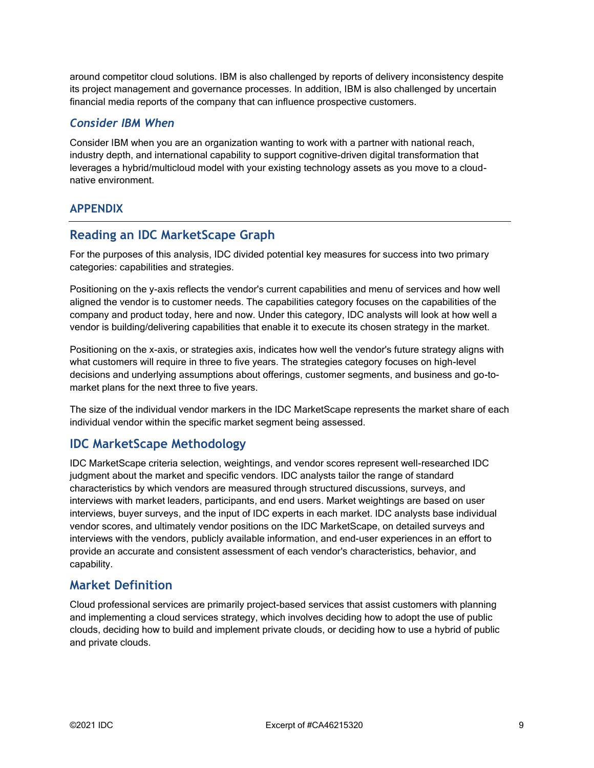around competitor cloud solutions. IBM is also challenged by reports of delivery inconsistency despite its project management and governance processes. In addition, IBM is also challenged by uncertain financial media reports of the company that can influence prospective customers.

### *Consider IBM When*

Consider IBM when you are an organization wanting to work with a partner with national reach, industry depth, and international capability to support cognitive-driven digital transformation that leverages a hybrid/multicloud model with your existing technology assets as you move to a cloud-native environment.

## APPENDIX

### Reading an IDC MarketScape Graph

For the purposes of this analysis, IDC divided potential key measures for success into two primary categories: capabilities and strategies.

Positioning on the y-axis reflects the vendor's current capabilities and menu of services and how well aligned the vendor is to customer needs. The capabilities category focuses on the capabilities of the company and product today, here and now. Under this category, IDC analysts will look at how well a vendor is building/delivering capabilities that enable it to execute its chosen strategy in the market.

Positioning on the x-axis, or strategies axis, indicates how well the vendor's future strategy aligns with what customers will require in three to five years. The strategies category focuses on high-level decisions and underlying assumptions about offerings, customer segments, and business and go-to-market plans for the next three to five years.

The size of the individual vendor markers in the IDC MarketScape represents the market share of each individual vendor within the specific market segment being assessed.

### IDC MarketScape Methodology

IDC MarketScape criteria selection, weightings, and vendor scores represent well-researched IDC judgment about the market and specific vendors. IDC analysts tailor the range of standard characteristics by which vendors are measured through structured discussions, surveys, and interviews with market leaders, participants, and end users. Market weightings are based on user interviews, buyer surveys, and the input of IDC experts in each market. IDC analysts base individual vendor scores, and ultimately vendor positions on the IDC MarketScape, on detailed surveys and interviews with the vendors, publicly available information, and end-user experiences in an effort to provide an accurate and consistent assessment of each vendor's characteristics, behavior, and capability.

### Market Definition

Cloud professional services are primarily project-based services that assist customers with planning and implementing a cloud services strategy, which involves deciding how to adopt the use of public clouds, deciding how to build and implement private clouds, or deciding how to use a hybrid of public and private clouds.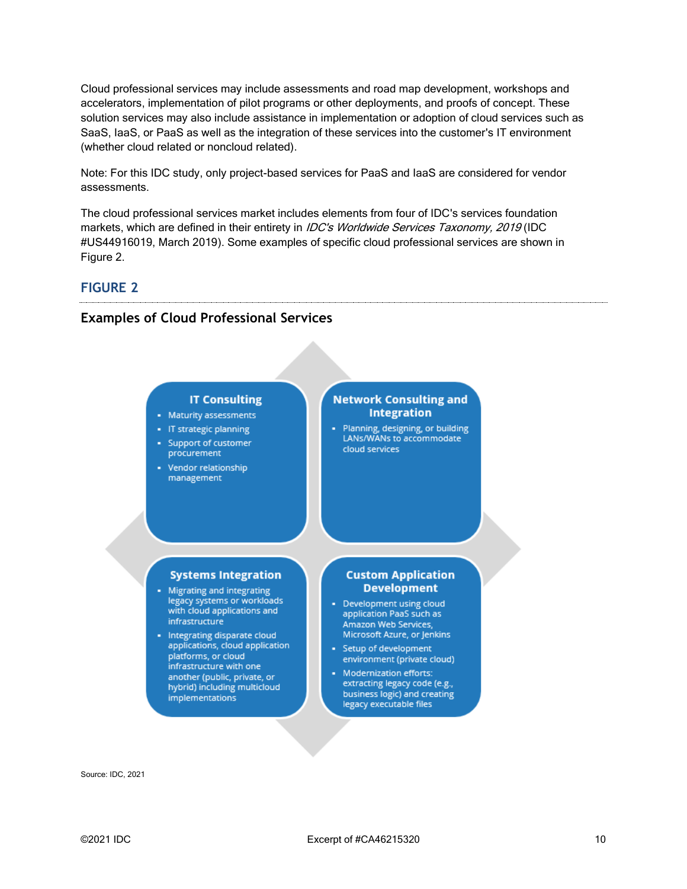Cloud professional services may include assessments and road map development, workshops and accelerators, implementation of pilot programs or other deployments, and proofs of concept. These solution services may also include assistance in implementation or adoption of cloud services such as SaaS, IaaS, or PaaS as well as the integration of these services into the customer's IT environment (whether cloud related or noncloud related).

Note: For this IDC study, only project-based services for PaaS and IaaS are considered for vendor assessments.

The cloud professional services market includes elements from four of IDC's services foundation markets, which are defined in their entirety in *IDC's Worldwide Services Taxonomy, 2019* (IDC #US44916019, March 2019). Some examples of specific cloud professional services are shown in Figure 2.

## FIGURE 2

### Examples of Cloud Professional Services

**IT Consulting**

- Maturity assessments
- IT strategic planning
- Support of customer procurement
- Vendor relationship management

**Network Consulting and Integration**

- Planning, designing, or building LANs/WANs to accommodate cloud services

**Systems Integration**

- Migrating and integrating legacy systems or workloads with cloud applications and infrastructure
- Integrating disparate cloud applications, cloud application platforms, or cloud infrastructure with one another (public, private, or hybrid) including multicloud implementations

**Custom Application Development**

- Development using cloud application PaaS such as Amazon Web Services, Microsoft Azure, or Jenkins
- Setup of development environment (private cloud)
- Modernization efforts: extracting legacy code (e.g., business logic) and creating legacy executable files

Source: IDC, 2021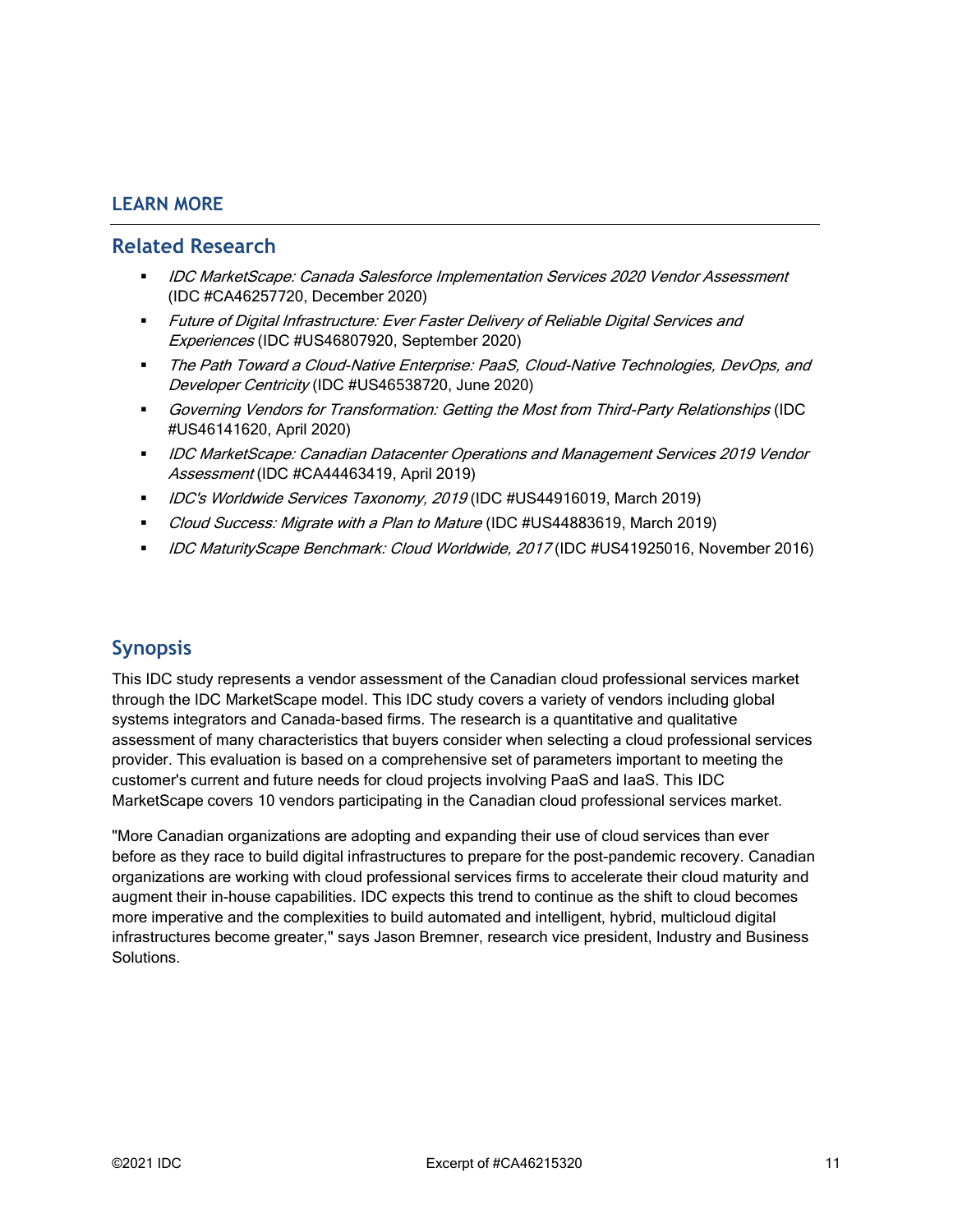## LEARN MORE

### Related Research

- *IDC MarketScape: Canada Salesforce Implementation Services 2020 Vendor Assessment* (IDC #CA46257720, December 2020)
- *Future of Digital Infrastructure: Ever Faster Delivery of Reliable Digital Services and Experiences* (IDC #US46807920, September 2020)
- *The Path Toward a Cloud-Native Enterprise: PaaS, Cloud-Native Technologies, DevOps, and Developer Centricity* (IDC #US46538720, June 2020)
- *Governing Vendors for Transformation: Getting the Most from Third-Party Relationships* (IDC #US46141620, April 2020)
- *IDC MarketScape: Canadian Datacenter Operations and Management Services 2019 Vendor Assessment* (IDC #CA44463419, April 2019)
- *IDC's Worldwide Services Taxonomy, 2019* (IDC #US44916019, March 2019)
- *Cloud Success: Migrate with a Plan to Mature* (IDC #US44883619, March 2019)
- *IDC MaturityScape Benchmark: Cloud Worldwide, 2017* (IDC #US41925016, November 2016)

### Synopsis

This IDC study represents a vendor assessment of the Canadian cloud professional services market through the IDC MarketScape model. This IDC study covers a variety of vendors including global systems integrators and Canada-based firms. The research is a quantitative and qualitative assessment of many characteristics that buyers consider when selecting a cloud professional services provider. This evaluation is based on a comprehensive set of parameters important to meeting the customer's current and future needs for cloud projects involving PaaS and IaaS. This IDC MarketScape covers 10 vendors participating in the Canadian cloud professional services market.

"More Canadian organizations are adopting and expanding their use of cloud services than ever before as they race to build digital infrastructures to prepare for the post-pandemic recovery. Canadian organizations are working with cloud professional services firms to accelerate their cloud maturity and augment their in-house capabilities. IDC expects this trend to continue as the shift to cloud becomes more imperative and the complexities to build automated and intelligent, hybrid, multicloud digital infrastructures become greater," says Jason Bremner, research vice president, Industry and Business Solutions.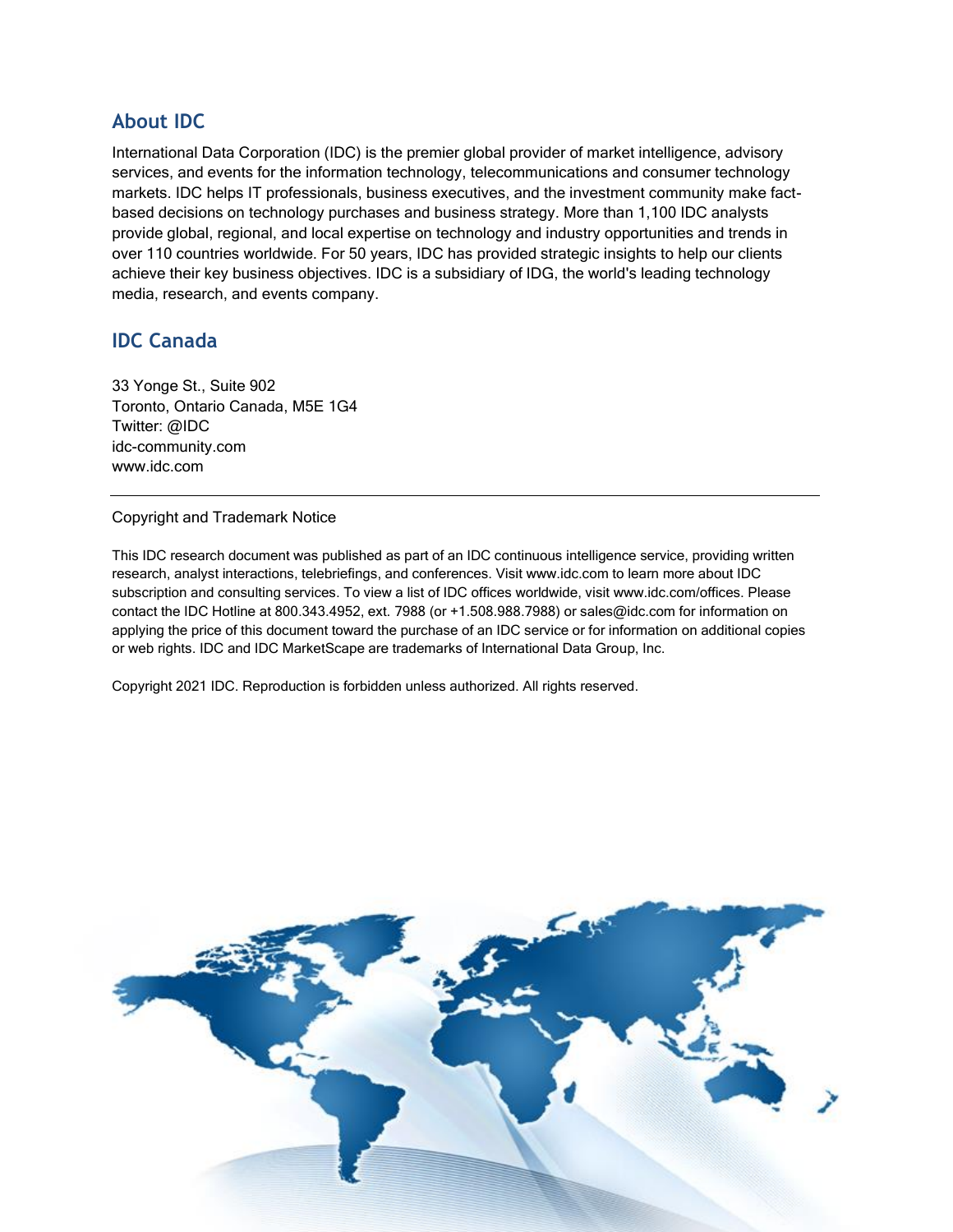## About IDC

International Data Corporation (IDC) is the premier global provider of market intelligence, advisory services, and events for the information technology, telecommunications and consumer technology markets. IDC helps IT professionals, business executives, and the investment community make fact-based decisions on technology purchases and business strategy. More than 1,100 IDC analysts provide global, regional, and local expertise on technology and industry opportunities and trends in over 110 countries worldwide. For 50 years, IDC has provided strategic insights to help our clients achieve their key business objectives. IDC is a subsidiary of IDG, the world's leading technology media, research, and events company.

## IDC Canada

33 Yonge St., Suite 902
Toronto, Ontario Canada, M5E 1G4
Twitter: @IDC
idc-community.com
www.idc.com

---

Copyright and Trademark Notice

This IDC research document was published as part of an IDC continuous intelligence service, providing written research, analyst interactions, telebriefings, and conferences. Visit www.idc.com to learn more about IDC subscription and consulting services. To view a list of IDC offices worldwide, visit www.idc.com/offices. Please contact the IDC Hotline at 800.343.4952, ext. 7988 (or +1.508.988.7988) or sales@idc.com for information on applying the price of this document toward the purchase of an IDC service or for information on additional copies or web rights. IDC and IDC MarketScape are trademarks of International Data Group, Inc.

Copyright 2021 IDC. Reproduction is forbidden unless authorized. All rights reserved.